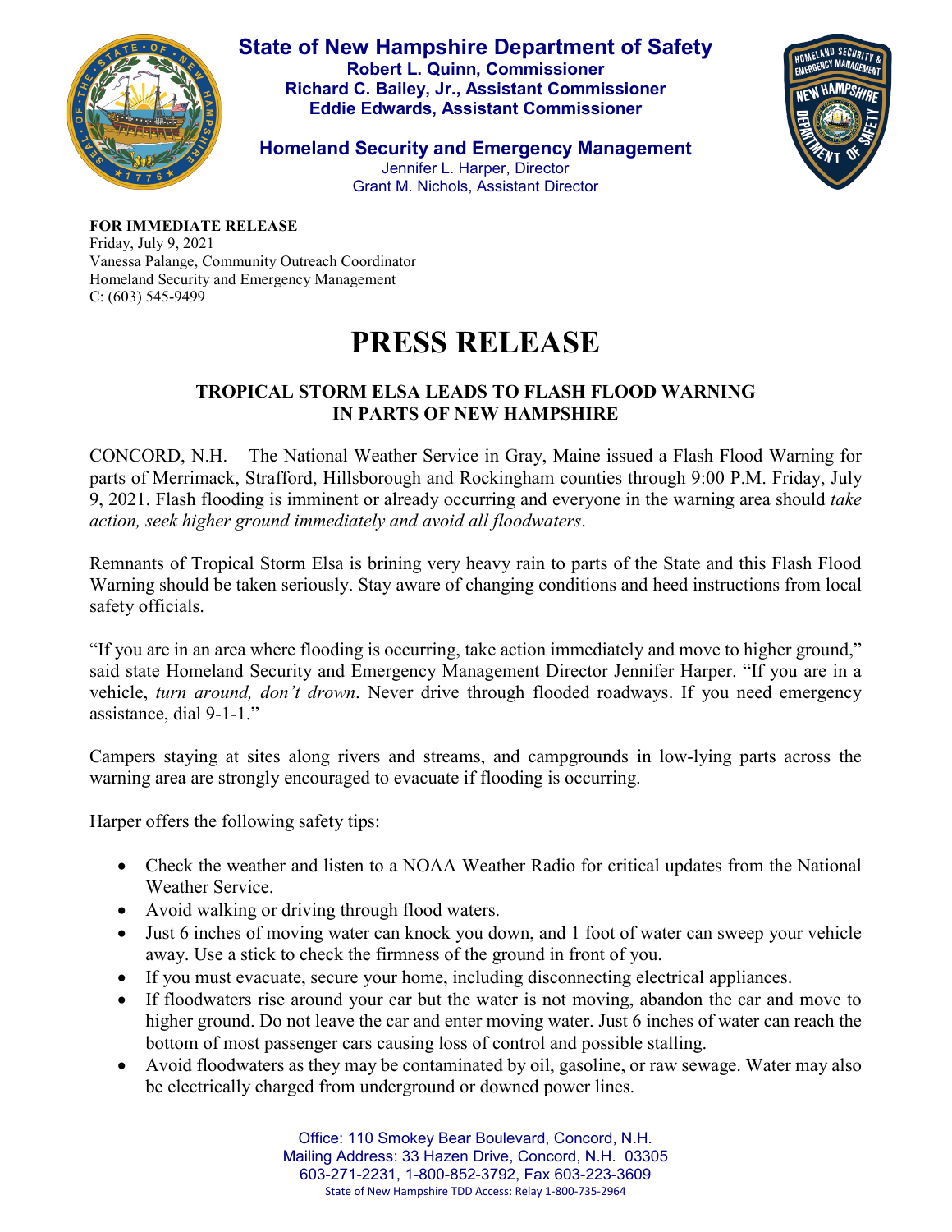**State of New Hampshire Department of Safety**
**Robert L. Quinn, Commissioner**
**Richard C. Bailey, Jr., Assistant Commissioner**
**Eddie Edwards, Assistant Commissioner**

**Homeland Security and Emergency Management**
Jennifer L. Harper, Director
Grant M. Nichols, Assistant Director

**FOR IMMEDIATE RELEASE**
Friday, July 9, 2021
Vanessa Palange, Community Outreach Coordinator
Homeland Security and Emergency Management
C: (603) 545-9499

# PRESS RELEASE

## TROPICAL STORM ELSA LEADS TO FLASH FLOOD WARNING IN PARTS OF NEW HAMPSHIRE

CONCORD, N.H. – The National Weather Service in Gray, Maine issued a Flash Flood Warning for parts of Merrimack, Strafford, Hillsborough and Rockingham counties through 9:00 P.M. Friday, July 9, 2021. Flash flooding is imminent or already occurring and everyone in the warning area should *take action, seek higher ground immediately and avoid all floodwaters*.

Remnants of Tropical Storm Elsa is brining very heavy rain to parts of the State and this Flash Flood Warning should be taken seriously. Stay aware of changing conditions and heed instructions from local safety officials.

"If you are in an area where flooding is occurring, take action immediately and move to higher ground," said state Homeland Security and Emergency Management Director Jennifer Harper. "If you are in a vehicle, *turn around, don't drown*. Never drive through flooded roadways. If you need emergency assistance, dial 9-1-1."

Campers staying at sites along rivers and streams, and campgrounds in low-lying parts across the warning area are strongly encouraged to evacuate if flooding is occurring.

Harper offers the following safety tips:

- Check the weather and listen to a NOAA Weather Radio for critical updates from the National Weather Service.
- Avoid walking or driving through flood waters.
- Just 6 inches of moving water can knock you down, and 1 foot of water can sweep your vehicle away. Use a stick to check the firmness of the ground in front of you.
- If you must evacuate, secure your home, including disconnecting electrical appliances.
- If floodwaters rise around your car but the water is not moving, abandon the car and move to higher ground. Do not leave the car and enter moving water. Just 6 inches of water can reach the bottom of most passenger cars causing loss of control and possible stalling.
- Avoid floodwaters as they may be contaminated by oil, gasoline, or raw sewage. Water may also be electrically charged from underground or downed power lines.

Office: 110 Smokey Bear Boulevard, Concord, N.H.
Mailing Address: 33 Hazen Drive, Concord, N.H. 03305
603-271-2231, 1-800-852-3792, Fax 603-223-3609
State of New Hampshire TDD Access: Relay 1-800-735-2964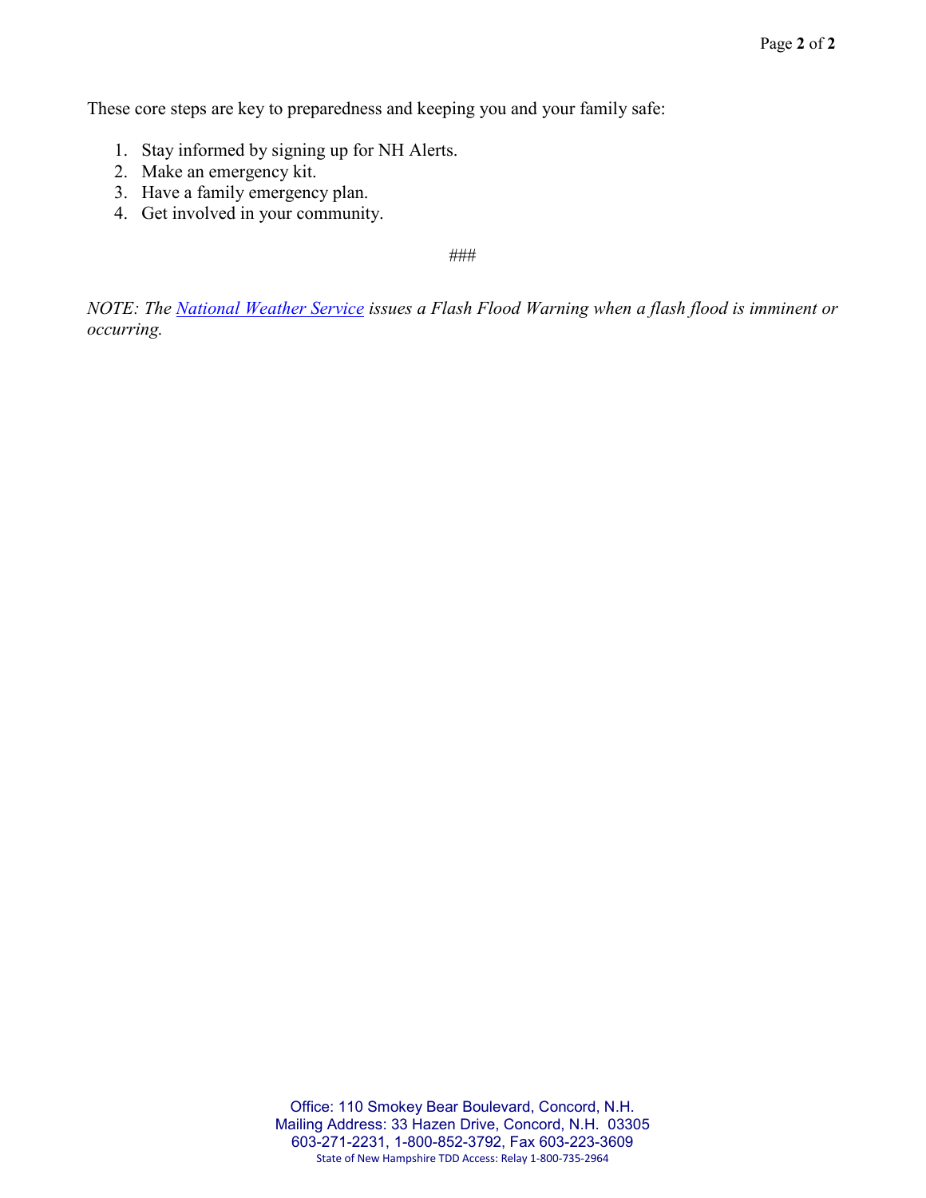These core steps are key to preparedness and keeping you and your family safe:

1. Stay informed by signing up for NH Alerts.
2. Make an emergency kit.
3. Have a family emergency plan.
4. Get involved in your community.

###

*NOTE: The National Weather Service issues a Flash Flood Warning when a flash flood is imminent or occurring.*

Office: 110 Smokey Bear Boulevard, Concord, N.H.
Mailing Address: 33 Hazen Drive, Concord, N.H. 03305
603-271-2231, 1-800-852-3792, Fax 603-223-3609
State of New Hampshire TDD Access: Relay 1-800-735-2964